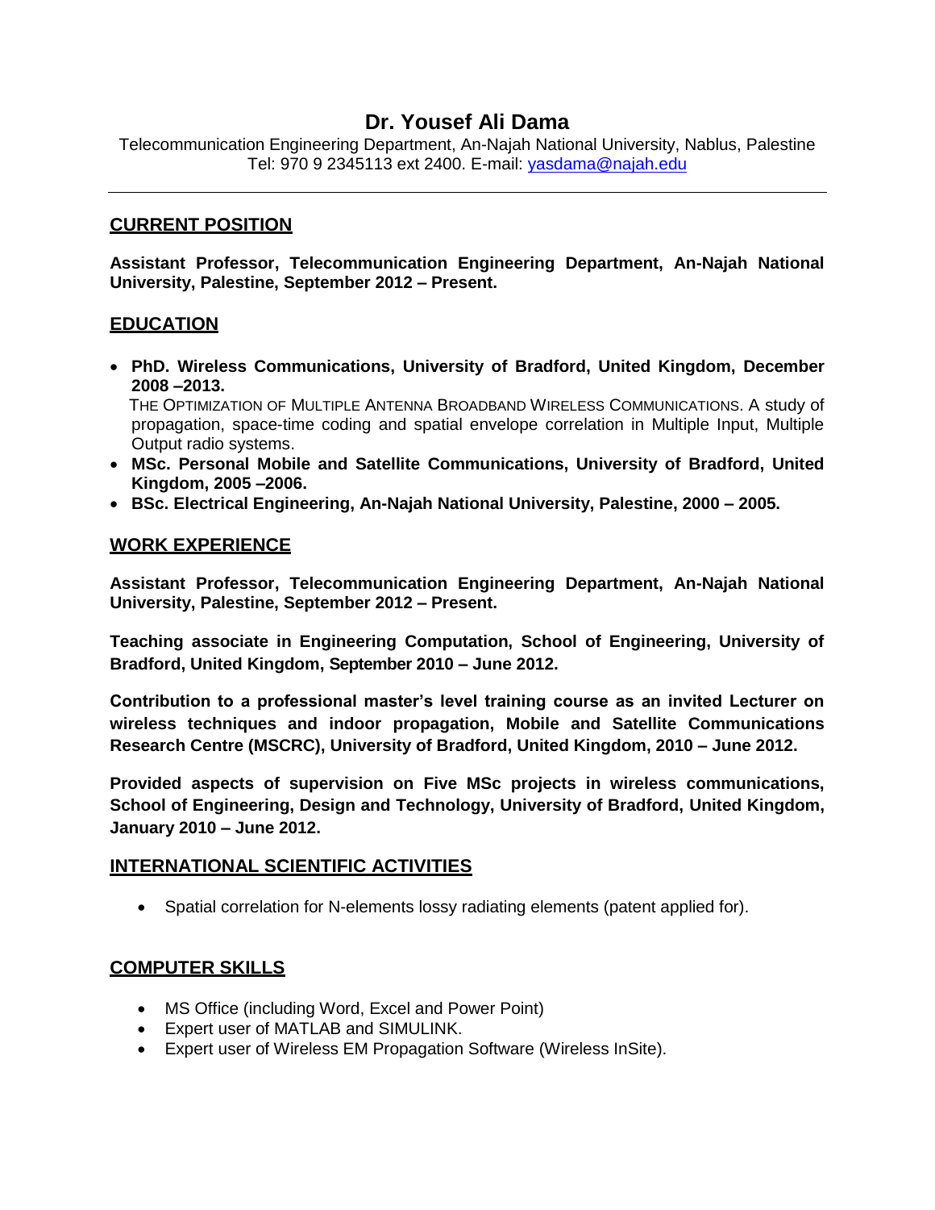# Dr. Yousef Ali Dama

Telecommunication Engineering Department, An-Najah National University, Nablus, Palestine
Tel: 970 9 2345113 ext 2400. E-mail: yasdama@najah.edu

---

## CURRENT POSITION

**Assistant Professor, Telecommunication Engineering Department, An-Najah National University, Palestine, September 2012 – Present.**

## EDUCATION

- **PhD. Wireless Communications, University of Bradford, United Kingdom, December 2008 –2013.**
  THE OPTIMIZATION OF MULTIPLE ANTENNA BROADBAND WIRELESS COMMUNICATIONS. A study of propagation, space-time coding and spatial envelope correlation in Multiple Input, Multiple Output radio systems.
- **MSc. Personal Mobile and Satellite Communications, University of Bradford, United Kingdom, 2005 –2006.**
- **BSc. Electrical Engineering, An-Najah National University, Palestine, 2000 – 2005.**

## WORK EXPERIENCE

**Assistant Professor, Telecommunication Engineering Department, An-Najah National University, Palestine, September 2012 – Present.**

**Teaching associate in Engineering Computation, School of Engineering, University of Bradford, United Kingdom, September 2010 – June 2012.**

**Contribution to a professional master's level training course as an invited Lecturer on wireless techniques and indoor propagation, Mobile and Satellite Communications Research Centre (MSCRC), University of Bradford, United Kingdom, 2010 – June 2012.**

**Provided aspects of supervision on Five MSc projects in wireless communications, School of Engineering, Design and Technology, University of Bradford, United Kingdom, January 2010 – June 2012.**

## INTERNATIONAL SCIENTIFIC ACTIVITIES

- Spatial correlation for N-elements lossy radiating elements (patent applied for).

## COMPUTER SKILLS

- MS Office (including Word, Excel and Power Point)
- Expert user of MATLAB and SIMULINK.
- Expert user of Wireless EM Propagation Software (Wireless InSite).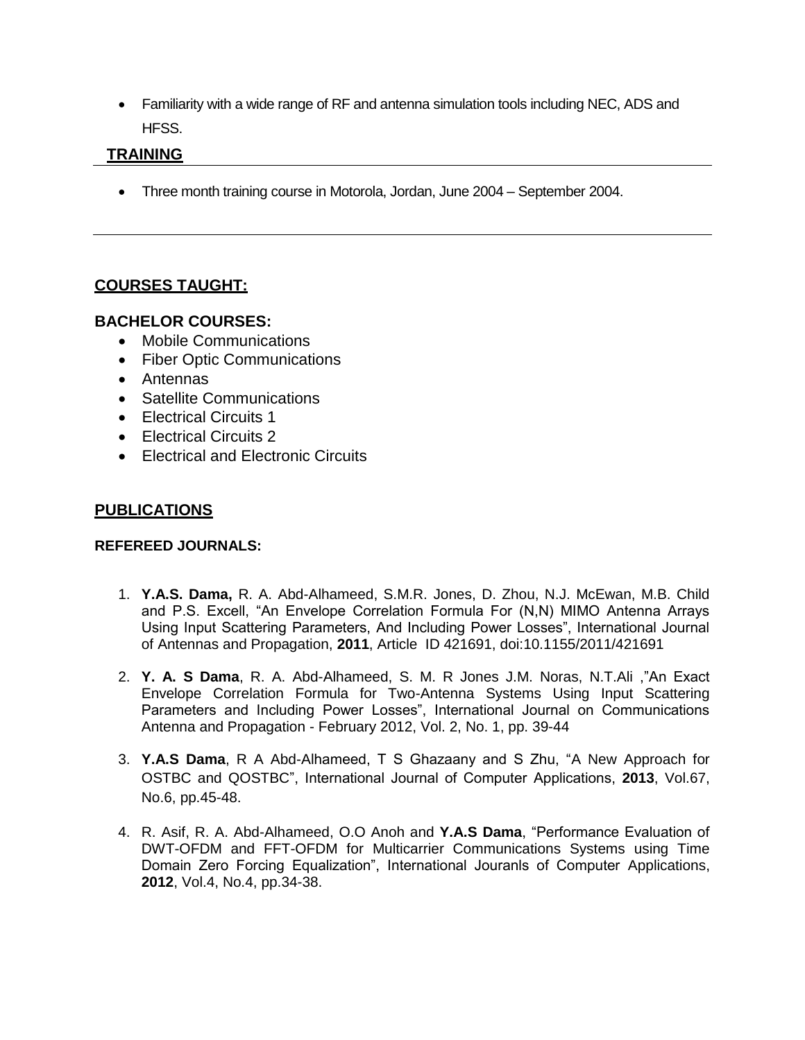- Familiarity with a wide range of RF and antenna simulation tools including NEC, ADS and HFSS.

## TRAINING

- Three month training course in Motorola, Jordan, June 2004 – September 2004.

---

## COURSES TAUGHT:

### BACHELOR COURSES:

- Mobile Communications
- Fiber Optic Communications
- Antennas
- Satellite Communications
- Electrical Circuits 1
- Electrical Circuits 2
- Electrical and Electronic Circuits

## PUBLICATIONS

### REFEREED JOURNALS:

1. **Y.A.S. Dama,** R. A. Abd-Alhameed, S.M.R. Jones, D. Zhou, N.J. McEwan, M.B. Child and P.S. Excell, "An Envelope Correlation Formula For (N,N) MIMO Antenna Arrays Using Input Scattering Parameters, And Including Power Losses", International Journal of Antennas and Propagation, **2011**, Article ID 421691, doi:10.1155/2011/421691

2. **Y. A. S Dama**, R. A. Abd-Alhameed, S. M. R Jones J.M. Noras, N.T.Ali ,"An Exact Envelope Correlation Formula for Two-Antenna Systems Using Input Scattering Parameters and Including Power Losses", International Journal on Communications Antenna and Propagation - February 2012, Vol. 2, No. 1, pp. 39-44

3. **Y.A.S Dama**, R A Abd-Alhameed, T S Ghazaany and S Zhu, "A New Approach for OSTBC and QOSTBC", International Journal of Computer Applications, **2013**, Vol.67, No.6, pp.45-48.

4. R. Asif, R. A. Abd-Alhameed, O.O Anoh and **Y.A.S Dama**, "Performance Evaluation of DWT-OFDM and FFT-OFDM for Multicarrier Communications Systems using Time Domain Zero Forcing Equalization", International Jouranls of Computer Applications, **2012**, Vol.4, No.4, pp.34-38.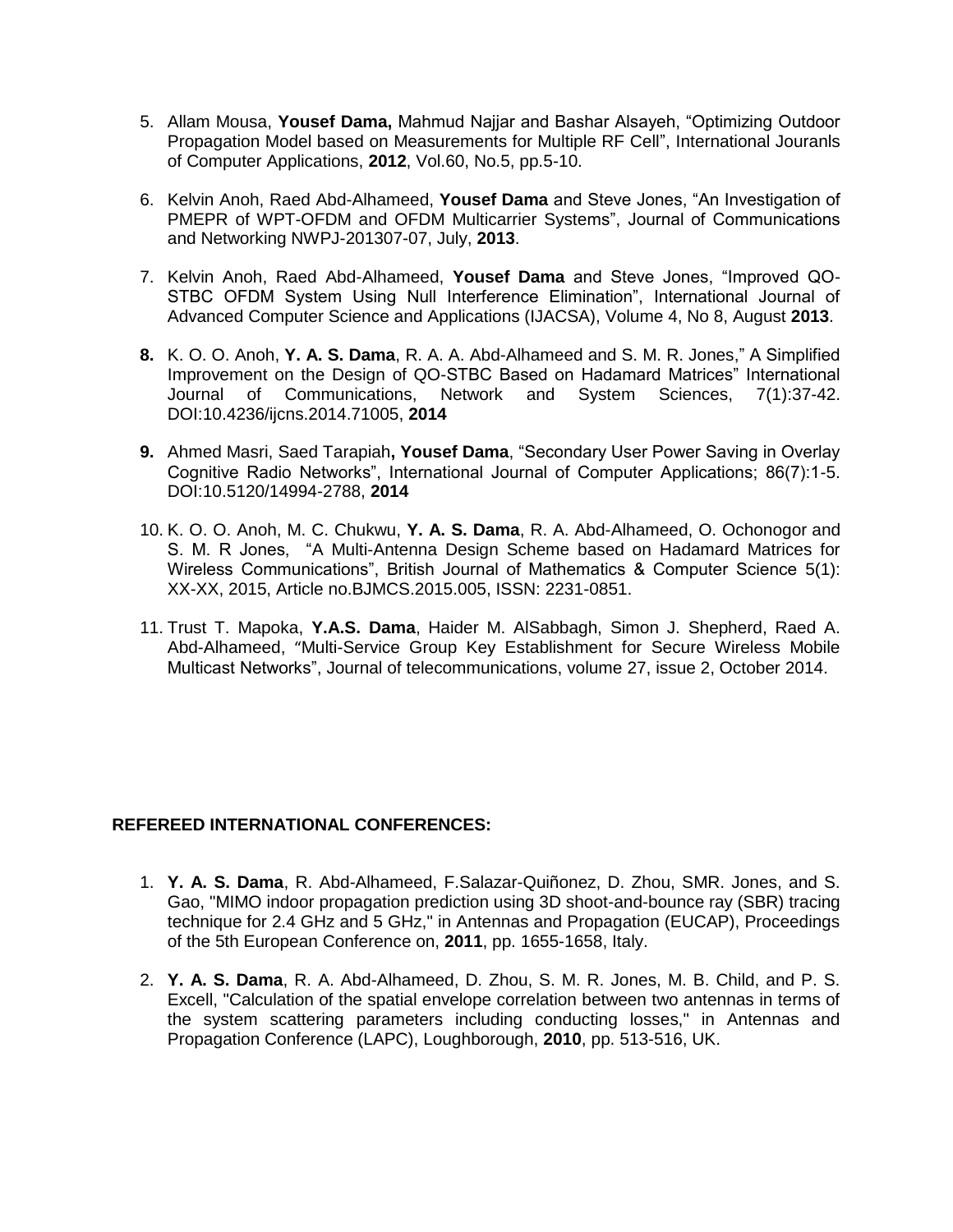5. Allam Mousa, **Yousef Dama,** Mahmud Najjar and Bashar Alsayeh, "Optimizing Outdoor Propagation Model based on Measurements for Multiple RF Cell", International Jouranls of Computer Applications, **2012**, Vol.60, No.5, pp.5-10.

6. Kelvin Anoh, Raed Abd-Alhameed, **Yousef Dama** and Steve Jones, "An Investigation of PMEPR of WPT-OFDM and OFDM Multicarrier Systems", Journal of Communications and Networking NWPJ-201307-07, July, **2013**.

7. Kelvin Anoh, Raed Abd-Alhameed, **Yousef Dama** and Steve Jones, "Improved QO-STBC OFDM System Using Null Interference Elimination", International Journal of Advanced Computer Science and Applications (IJACSA), Volume 4, No 8, August **2013**.

8. K. O. O. Anoh, **Y. A. S. Dama**, R. A. A. Abd-Alhameed and S. M. R. Jones," A Simplified Improvement on the Design of QO-STBC Based on Hadamard Matrices" International Journal of Communications, Network and System Sciences, 7(1):37-42. DOI:10.4236/ijcns.2014.71005, **2014**

9. Ahmed Masri, Saed Tarapiah**, Yousef Dama**, "Secondary User Power Saving in Overlay Cognitive Radio Networks", International Journal of Computer Applications; 86(7):1-5. DOI:10.5120/14994-2788, **2014**

10. K. O. O. Anoh, M. C. Chukwu, **Y. A. S. Dama**, R. A. Abd-Alhameed, O. Ochonogor and S. M. R Jones, "A Multi-Antenna Design Scheme based on Hadamard Matrices for Wireless Communications", British Journal of Mathematics & Computer Science 5(1): XX-XX, 2015, Article no.BJMCS.2015.005, ISSN: 2231-0851.

11. Trust T. Mapoka, **Y.A.S. Dama**, Haider M. AlSabbagh, Simon J. Shepherd, Raed A. Abd-Alhameed, "Multi-Service Group Key Establishment for Secure Wireless Mobile Multicast Networks", Journal of telecommunications, volume 27, issue 2, October 2014.

## REFEREED INTERNATIONAL CONFERENCES:

1. **Y. A. S. Dama**, R. Abd-Alhameed, F.Salazar-Quiñonez, D. Zhou, SMR. Jones, and S. Gao, "MIMO indoor propagation prediction using 3D shoot-and-bounce ray (SBR) tracing technique for 2.4 GHz and 5 GHz," in Antennas and Propagation (EUCAP), Proceedings of the 5th European Conference on, **2011**, pp. 1655-1658, Italy.

2. **Y. A. S. Dama**, R. A. Abd-Alhameed, D. Zhou, S. M. R. Jones, M. B. Child, and P. S. Excell, "Calculation of the spatial envelope correlation between two antennas in terms of the system scattering parameters including conducting losses," in Antennas and Propagation Conference (LAPC), Loughborough, **2010**, pp. 513-516, UK.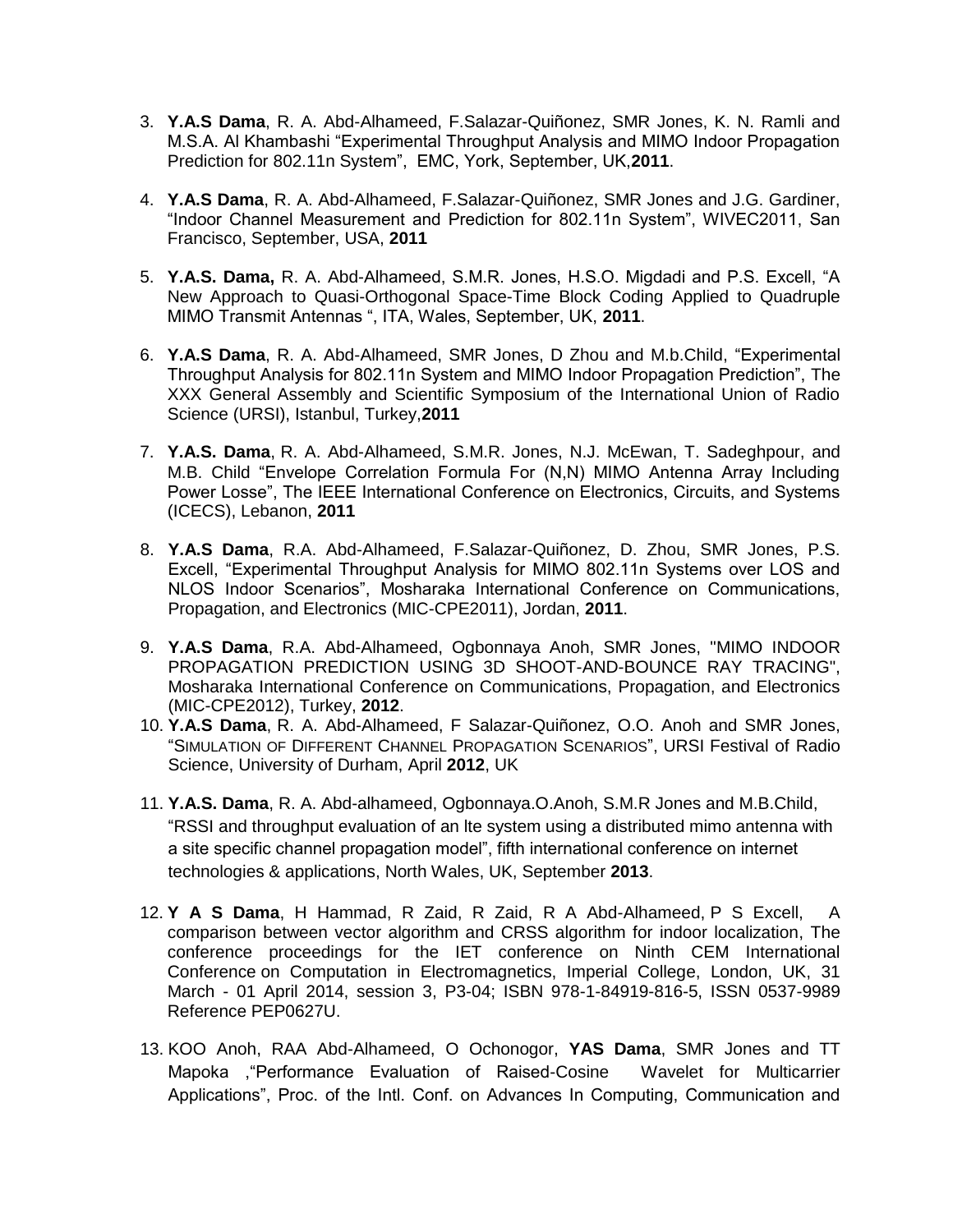3. **Y.A.S Dama**, R. A. Abd-Alhameed, F.Salazar-Quiñonez, SMR Jones, K. N. Ramli and M.S.A. Al Khambashi "Experimental Throughput Analysis and MIMO Indoor Propagation Prediction for 802.11n System", EMC, York, September, UK,**2011**.

4. **Y.A.S Dama**, R. A. Abd-Alhameed, F.Salazar-Quiñonez, SMR Jones and J.G. Gardiner, "Indoor Channel Measurement and Prediction for 802.11n System", WIVEC2011, San Francisco, September, USA, **2011**

5. **Y.A.S. Dama,** R. A. Abd-Alhameed, S.M.R. Jones, H.S.O. Migdadi and P.S. Excell, "A New Approach to Quasi-Orthogonal Space-Time Block Coding Applied to Quadruple MIMO Transmit Antennas ", ITA, Wales, September, UK, **2011**.

6. **Y.A.S Dama**, R. A. Abd-Alhameed, SMR Jones, D Zhou and M.b.Child, "Experimental Throughput Analysis for 802.11n System and MIMO Indoor Propagation Prediction", The XXX General Assembly and Scientific Symposium of the International Union of Radio Science (URSI), Istanbul, Turkey,**2011**

7. **Y.A.S. Dama**, R. A. Abd-Alhameed, S.M.R. Jones, N.J. McEwan, T. Sadeghpour, and M.B. Child "Envelope Correlation Formula For (N,N) MIMO Antenna Array Including Power Losse", The IEEE International Conference on Electronics, Circuits, and Systems (ICECS), Lebanon, **2011**

8. **Y.A.S Dama**, R.A. Abd-Alhameed, F.Salazar-Quiñonez, D. Zhou, SMR Jones, P.S. Excell, "Experimental Throughput Analysis for MIMO 802.11n Systems over LOS and NLOS Indoor Scenarios", Mosharaka International Conference on Communications, Propagation, and Electronics (MIC-CPE2011), Jordan, **2011**.

9. **Y.A.S Dama**, R.A. Abd-Alhameed, Ogbonnaya Anoh, SMR Jones, "MIMO INDOOR PROPAGATION PREDICTION USING 3D SHOOT-AND-BOUNCE RAY TRACING", Mosharaka International Conference on Communications, Propagation, and Electronics (MIC-CPE2012), Turkey, **2012**.

10. **Y.A.S Dama**, R. A. Abd-Alhameed, F Salazar-Quiñonez, O.O. Anoh and SMR Jones, "SIMULATION OF DIFFERENT CHANNEL PROPAGATION SCENARIOS", URSI Festival of Radio Science, University of Durham, April **2012**, UK

11. **Y.A.S. Dama**, R. A. Abd-alhameed, Ogbonnaya.O.Anoh, S.M.R Jones and M.B.Child, "RSSI and throughput evaluation of an lte system using a distributed mimo antenna with a site specific channel propagation model", fifth international conference on internet technologies & applications, North Wales, UK, September **2013**.

12. **Y A S Dama**, H Hammad, R Zaid, R Zaid, R A Abd-Alhameed, P S Excell, A comparison between vector algorithm and CRSS algorithm for indoor localization, The conference proceedings for the IET conference on Ninth CEM International Conference on Computation in Electromagnetics, Imperial College, London, UK, 31 March - 01 April 2014, session 3, P3-04; ISBN 978-1-84919-816-5, ISSN 0537-9989 Reference PEP0627U.

13. KOO Anoh, RAA Abd-Alhameed, O Ochonogor, **YAS Dama**, SMR Jones and TT Mapoka ,"Performance Evaluation of Raised-Cosine Wavelet for Multicarrier Applications", Proc. of the Intl. Conf. on Advances In Computing, Communication and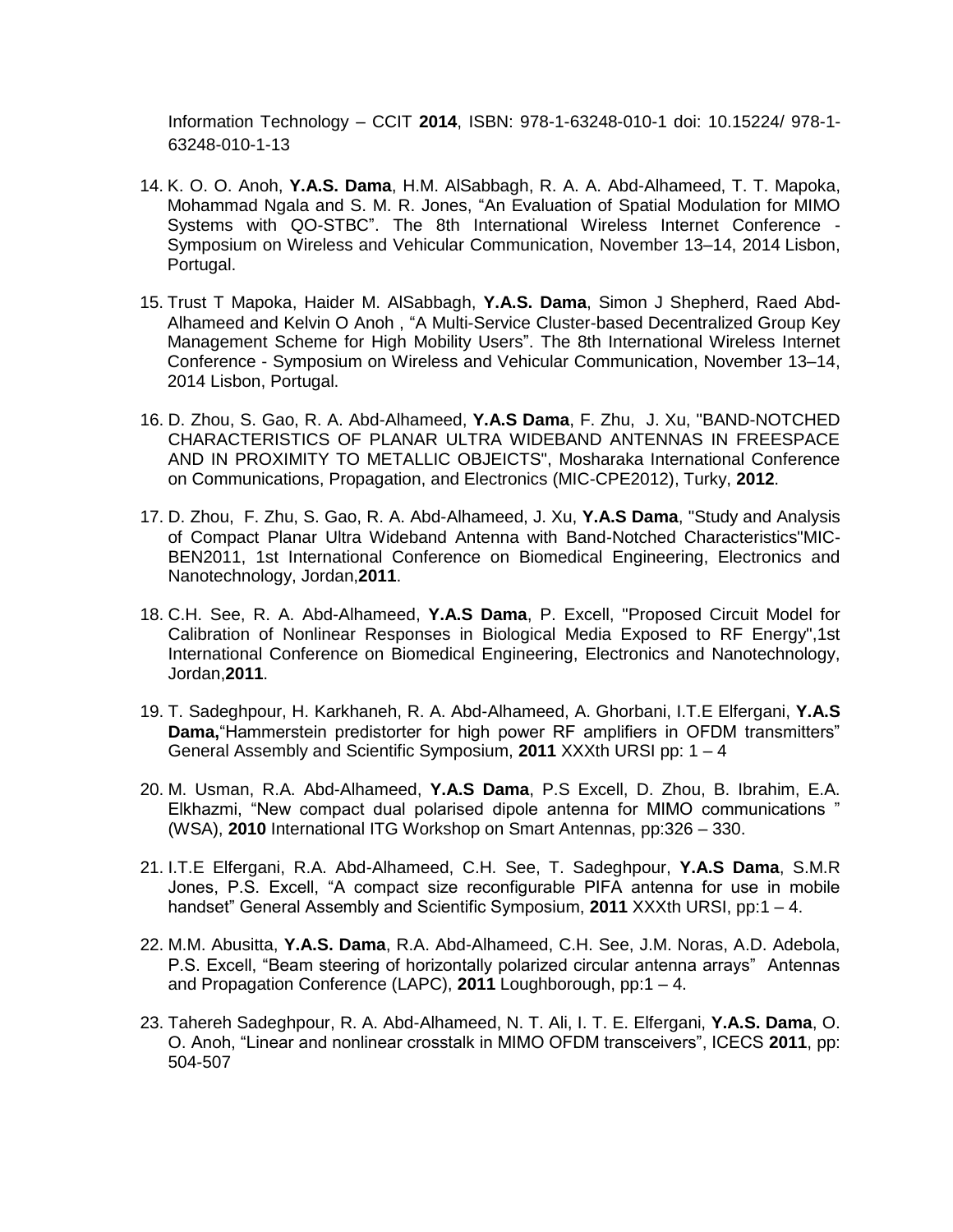Information Technology – CCIT **2014**, ISBN: 978-1-63248-010-1 doi: 10.15224/ 978-1-63248-010-1-13

14. K. O. O. Anoh, **Y.A.S. Dama**, H.M. AlSabbagh, R. A. A. Abd-Alhameed, T. T. Mapoka, Mohammad Ngala and S. M. R. Jones, “An Evaluation of Spatial Modulation for MIMO Systems with QO-STBC”. The 8th International Wireless Internet Conference - Symposium on Wireless and Vehicular Communication, November 13–14, 2014 Lisbon, Portugal.

15. Trust T Mapoka, Haider M. AlSabbagh, **Y.A.S. Dama**, Simon J Shepherd, Raed Abd-Alhameed and Kelvin O Anoh , “A Multi-Service Cluster-based Decentralized Group Key Management Scheme for High Mobility Users”. The 8th International Wireless Internet Conference - Symposium on Wireless and Vehicular Communication, November 13–14, 2014 Lisbon, Portugal.

16. D. Zhou, S. Gao, R. A. Abd-Alhameed, **Y.A.S Dama**, F. Zhu, J. Xu, "BAND-NOTCHED CHARACTERISTICS OF PLANAR ULTRA WIDEBAND ANTENNAS IN FREESPACE AND IN PROXIMITY TO METALLIC OBJEICTS", Mosharaka International Conference on Communications, Propagation, and Electronics (MIC-CPE2012), Turky, **2012**.

17. D. Zhou, F. Zhu, S. Gao, R. A. Abd-Alhameed, J. Xu, **Y.A.S Dama**, "Study and Analysis of Compact Planar Ultra Wideband Antenna with Band-Notched Characteristics"MIC-BEN2011, 1st International Conference on Biomedical Engineering, Electronics and Nanotechnology, Jordan,**2011**.

18. C.H. See, R. A. Abd-Alhameed, **Y.A.S Dama**, P. Excell, "Proposed Circuit Model for Calibration of Nonlinear Responses in Biological Media Exposed to RF Energy",1st International Conference on Biomedical Engineering, Electronics and Nanotechnology, Jordan,**2011**.

19. T. Sadeghpour, H. Karkhaneh, R. A. Abd-Alhameed, A. Ghorbani, I.T.E Elfergani, **Y.A.S Dama,**“Hammerstein predistorter for high power RF amplifiers in OFDM transmitters” General Assembly and Scientific Symposium, **2011** XXXth URSI pp: 1 – 4

20. M. Usman, R.A. Abd-Alhameed, **Y.A.S Dama**, P.S Excell, D. Zhou, B. Ibrahim, E.A. Elkhazmi, “New compact dual polarised dipole antenna for MIMO communications ” (WSA), **2010** International ITG Workshop on Smart Antennas, pp:326 – 330.

21. I.T.E Elfergani, R.A. Abd-Alhameed, C.H. See, T. Sadeghpour, **Y.A.S Dama**, S.M.R Jones, P.S. Excell, “A compact size reconfigurable PIFA antenna for use in mobile handset” General Assembly and Scientific Symposium, **2011** XXXth URSI, pp:1 – 4.

22. M.M. Abusitta, **Y.A.S. Dama**, R.A. Abd-Alhameed, C.H. See, J.M. Noras, A.D. Adebola, P.S. Excell, “Beam steering of horizontally polarized circular antenna arrays” Antennas and Propagation Conference (LAPC), **2011** Loughborough, pp:1 – 4.

23. Tahereh Sadeghpour, R. A. Abd-Alhameed, N. T. Ali, I. T. E. Elfergani, **Y.A.S. Dama**, O. O. Anoh, “Linear and nonlinear crosstalk in MIMO OFDM transceivers”, ICECS **2011**, pp: 504-507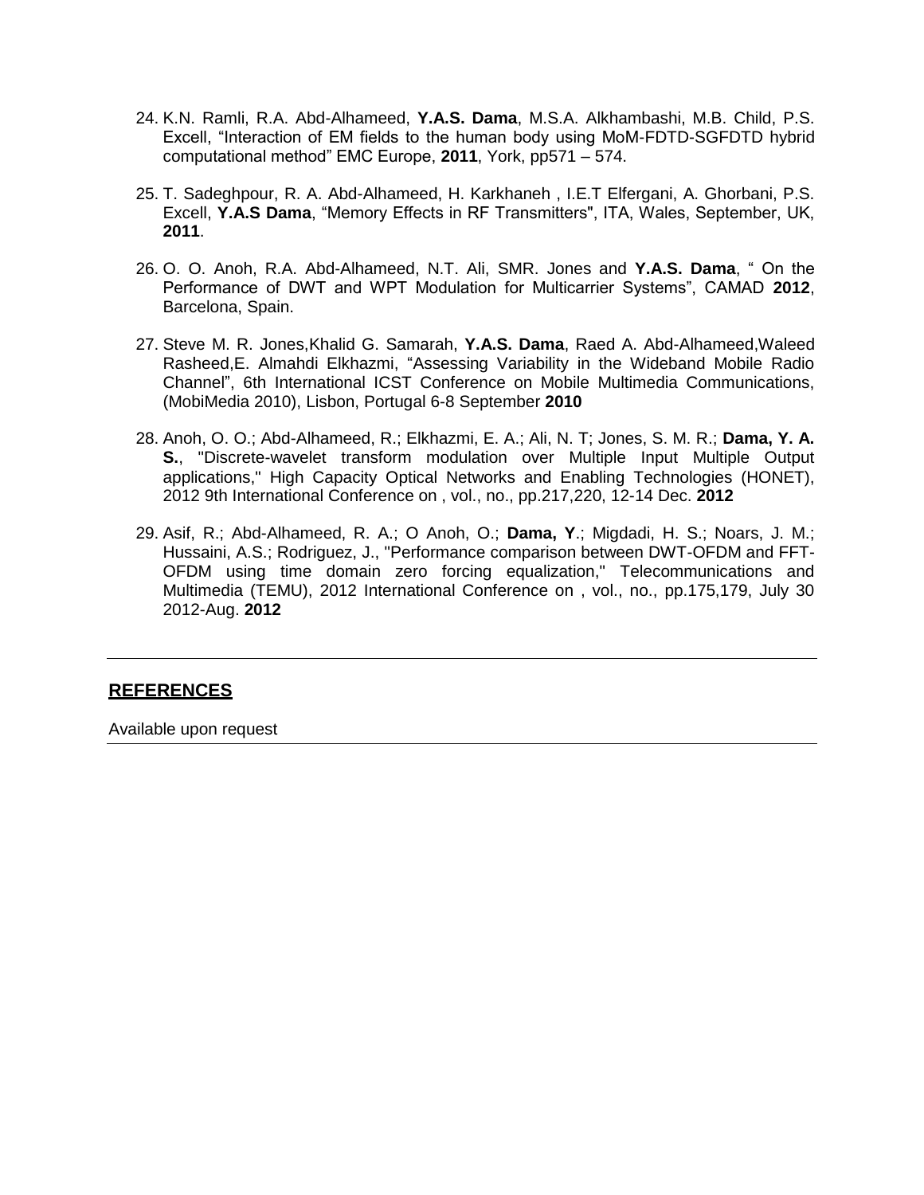24. K.N. Ramli, R.A. Abd-Alhameed, **Y.A.S. Dama**, M.S.A. Alkhambashi, M.B. Child, P.S. Excell, “Interaction of EM fields to the human body using MoM-FDTD-SGFDTD hybrid computational method” EMC Europe, **2011**, York, pp571 – 574.

25. T. Sadeghpour, R. A. Abd-Alhameed, H. Karkhaneh , I.E.T Elfergani, A. Ghorbani, P.S. Excell, **Y.A.S Dama**, “Memory Effects in RF Transmitters", ITA, Wales, September, UK, **2011**.

26. O. O. Anoh, R.A. Abd-Alhameed, N.T. Ali, SMR. Jones and **Y.A.S. Dama**, “ On the Performance of DWT and WPT Modulation for Multicarrier Systems”, CAMAD **2012**, Barcelona, Spain.

27. Steve M. R. Jones,Khalid G. Samarah, **Y.A.S. Dama**, Raed A. Abd-Alhameed,Waleed Rasheed,E. Almahdi Elkhazmi, “Assessing Variability in the Wideband Mobile Radio Channel”, 6th International ICST Conference on Mobile Multimedia Communications, (MobiMedia 2010), Lisbon, Portugal 6-8 September **2010**

28. Anoh, O. O.; Abd-Alhameed, R.; Elkhazmi, E. A.; Ali, N. T; Jones, S. M. R.; **Dama, Y. A. S.**, "Discrete-wavelet transform modulation over Multiple Input Multiple Output applications," High Capacity Optical Networks and Enabling Technologies (HONET), 2012 9th International Conference on , vol., no., pp.217,220, 12-14 Dec. **2012**

29. Asif, R.; Abd-Alhameed, R. A.; O Anoh, O.; **Dama, Y**.; Migdadi, H. S.; Noars, J. M.; Hussaini, A.S.; Rodriguez, J., "Performance comparison between DWT-OFDM and FFT-OFDM using time domain zero forcing equalization," Telecommunications and Multimedia (TEMU), 2012 International Conference on , vol., no., pp.175,179, July 30 2012-Aug. **2012**

---

## REFERENCES

Available upon request